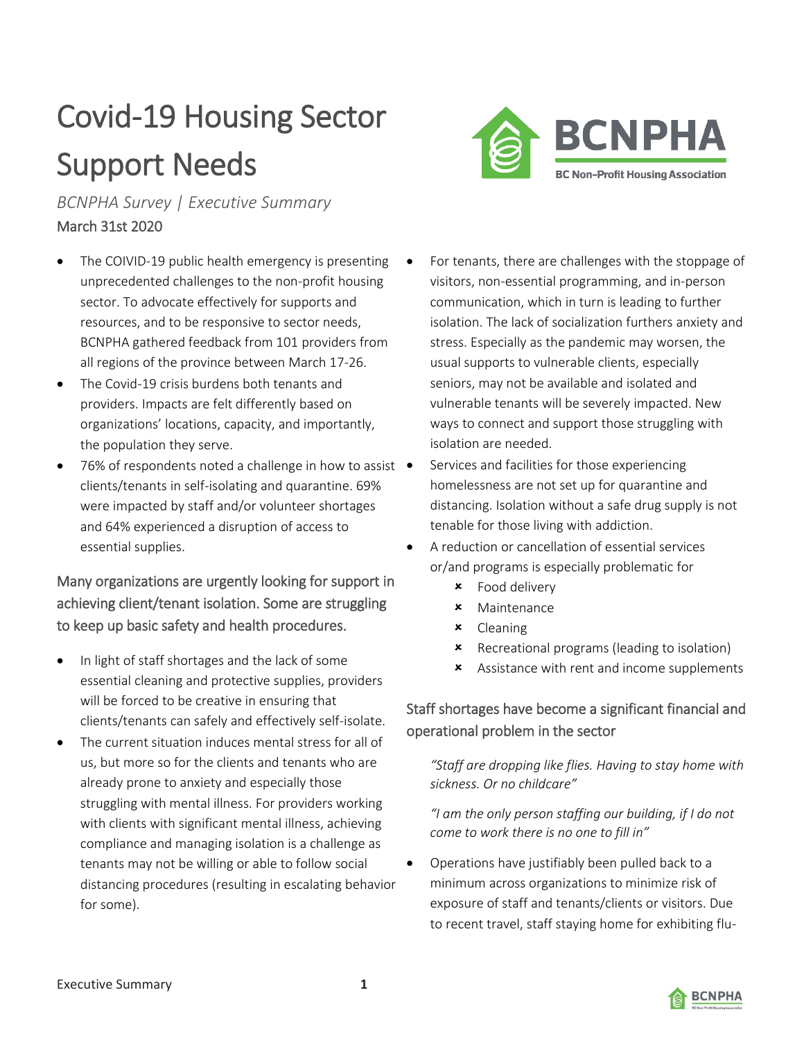# Covid-19 Housing Sector Support Needs

*BCNPHA Survey | Executive Summary*

March 31st 2020

- The COIVID-19 public health emergency is presenting unprecedented challenges to the non-profit housing sector. To advocate effectively for supports and resources, and to be responsive to sector needs, BCNPHA gathered feedback from 101 providers from all regions of the province between March 17-26.
- The Covid-19 crisis burdens both tenants and providers. Impacts are felt differently based on organizations' locations, capacity, and importantly, the population they serve.
- 76% of respondents noted a challenge in how to assist clients/tenants in self-isolating and quarantine. 69% were impacted by staff and/or volunteer shortages and 64% experienced a disruption of access to essential supplies.

## Many organizations are urgently looking for support in achieving client/tenant isolation. Some are struggling to keep up basic safety and health procedures.

- In light of staff shortages and the lack of some essential cleaning and protective supplies, providers will be forced to be creative in ensuring that clients/tenants can safely and effectively self-isolate.
- The current situation induces mental stress for all of us, but more so for the clients and tenants who are already prone to anxiety and especially those struggling with mental illness. For providers working with clients with significant mental illness, achieving compliance and managing isolation is a challenge as tenants may not be willing or able to follow social distancing procedures (resulting in escalating behavior for some).
- For tenants, there are challenges with the stoppage of visitors, non-essential programming, and in-person communication, which in turn is leading to further isolation. The lack of socialization furthers anxiety and stress. Especially as the pandemic may worsen, the usual supports to vulnerable clients, especially seniors, may not be available and isolated and vulnerable tenants will be severely impacted. New ways to connect and support those struggling with isolation are needed.
- Services and facilities for those experiencing homelessness are not set up for quarantine and distancing. Isolation without a safe drug supply is not tenable for those living with addiction.
- A reduction or cancellation of essential services or/and programs is especially problematic for
  - Food delivery
  - Maintenance
  - Cleaning
  - Recreational programs (leading to isolation)
  - Assistance with rent and income supplements

## Staff shortages have become a significant financial and operational problem in the sector

> *"Staff are dropping like flies. Having to stay home with sickness. Or no childcare"*
>
> *"I am the only person staffing our building, if I do not come to work there is no one to fill in"*

- Operations have justifiably been pulled back to a minimum across organizations to minimize risk of exposure of staff and tenants/clients or visitors. Due to recent travel, staff staying home for exhibiting flu-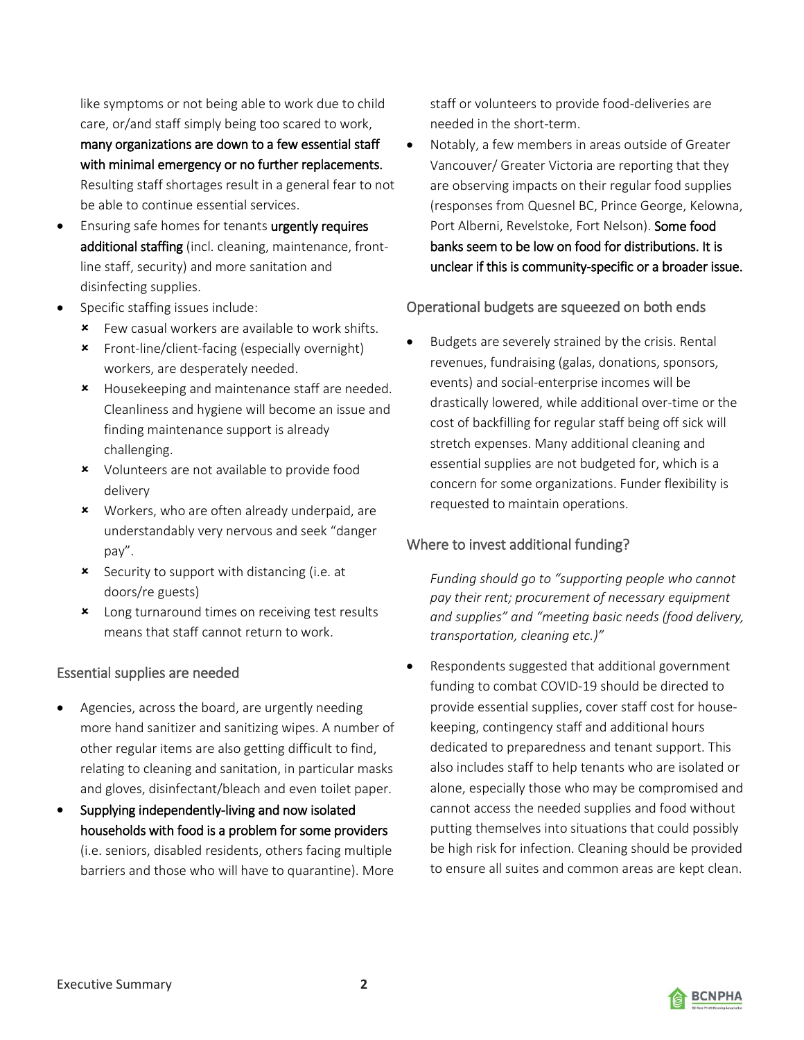like symptoms or not being able to work due to child care, or/and staff simply being too scared to work, **many organizations are down to a few essential staff with minimal emergency or no further replacements.** Resulting staff shortages result in a general fear to not be able to continue essential services.

- Ensuring safe homes for tenants **urgently requires additional staffing** (incl. cleaning, maintenance, front-line staff, security) and more sanitation and disinfecting supplies.
- Specific staffing issues include:
  - Few casual workers are available to work shifts.
  - Front-line/client-facing (especially overnight) workers, are desperately needed.
  - Housekeeping and maintenance staff are needed. Cleanliness and hygiene will become an issue and finding maintenance support is already challenging.
  - Volunteers are not available to provide food delivery
  - Workers, who are often already underpaid, are understandably very nervous and seek "danger pay".
  - Security to support with distancing (i.e. at doors/re guests)
  - Long turnaround times on receiving test results means that staff cannot return to work.

## Essential supplies are needed

- Agencies, across the board, are urgently needing more hand sanitizer and sanitizing wipes. A number of other regular items are also getting difficult to find, relating to cleaning and sanitation, in particular masks and gloves, disinfectant/bleach and even toilet paper.
- **Supplying independently-living and now isolated households with food is a problem for some providers** (i.e. seniors, disabled residents, others facing multiple barriers and those who will have to quarantine). More staff or volunteers to provide food-deliveries are needed in the short-term.
- Notably, a few members in areas outside of Greater Vancouver/ Greater Victoria are reporting that they are observing impacts on their regular food supplies (responses from Quesnel BC, Prince George, Kelowna, Port Alberni, Revelstoke, Fort Nelson). **Some food banks seem to be low on food for distributions. It is unclear if this is community-specific or a broader issue.**

## Operational budgets are squeezed on both ends

- Budgets are severely strained by the crisis. Rental revenues, fundraising (galas, donations, sponsors, events) and social-enterprise incomes will be drastically lowered, while additional over-time or the cost of backfilling for regular staff being off sick will stretch expenses. Many additional cleaning and essential supplies are not budgeted for, which is a concern for some organizations. Funder flexibility is requested to maintain operations.

## Where to invest additional funding?

*Funding should go to "supporting people who cannot pay their rent; procurement of necessary equipment and supplies" and "meeting basic needs (food delivery, transportation, cleaning etc.)"*

- Respondents suggested that additional government funding to combat COVID-19 should be directed to provide essential supplies, cover staff cost for house-keeping, contingency staff and additional hours dedicated to preparedness and tenant support. This also includes staff to help tenants who are isolated or alone, especially those who may be compromised and cannot access the needed supplies and food without putting themselves into situations that could possibly be high risk for infection. Cleaning should be provided to ensure all suites and common areas are kept clean.